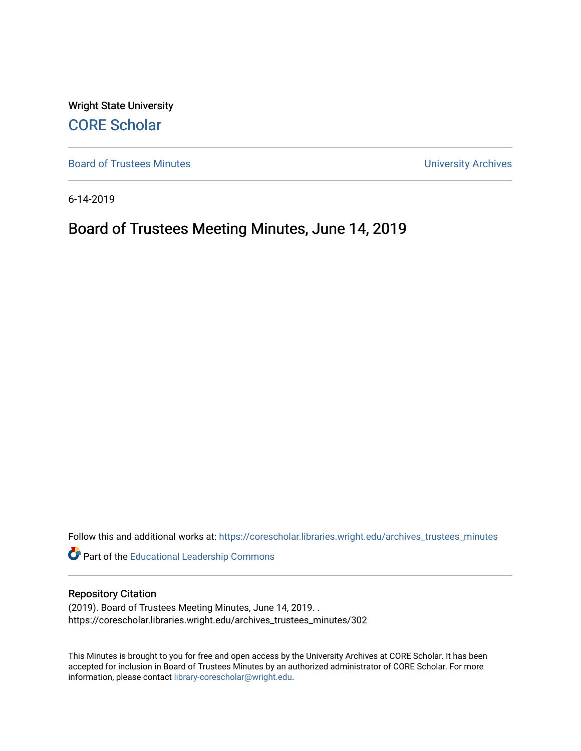Wright State University

# CORE Scholar

Board of Trustees Minutes University Archives

6-14-2019

## Board of Trustees Meeting Minutes, June 14, 2019

Follow this and additional works at: https://corescholar.libraries.wright.edu/archives_trustees_minutes

Part of the Educational Leadership Commons

### Repository Citation

(2019). Board of Trustees Meeting Minutes, June 14, 2019. .
https://corescholar.libraries.wright.edu/archives_trustees_minutes/302

This Minutes is brought to you for free and open access by the University Archives at CORE Scholar. It has been accepted for inclusion in Board of Trustees Minutes by an authorized administrator of CORE Scholar. For more information, please contact library-corescholar@wright.edu.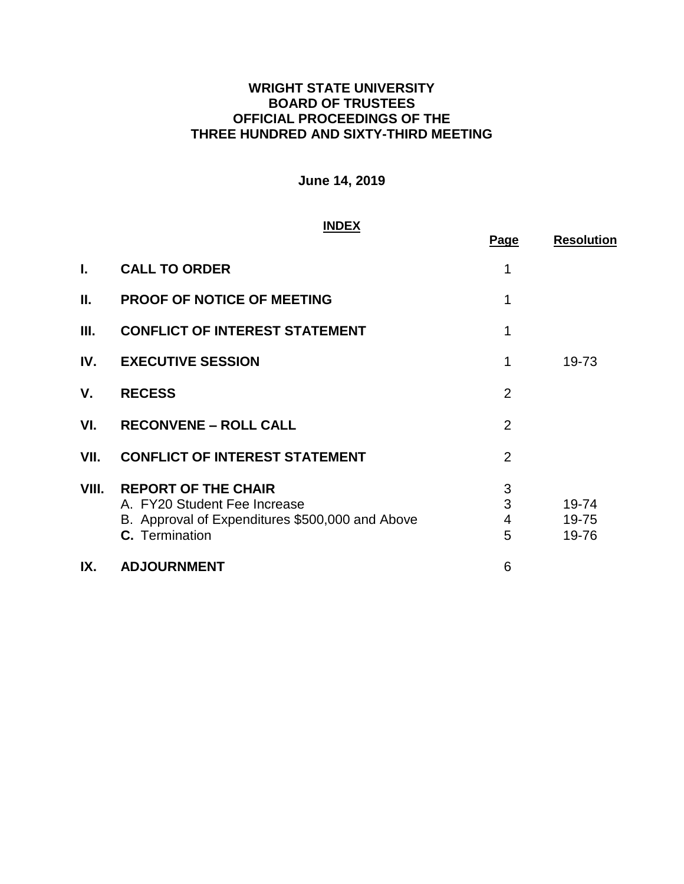**WRIGHT STATE UNIVERSITY**
**BOARD OF TRUSTEES**
**OFFICIAL PROCEEDINGS OF THE**
**THREE HUNDRED AND SIXTY-THIRD MEETING**

**June 14, 2019**

**INDEX**

| | | Page | Resolution |
|---|---|---|---|
| **I.** | **CALL TO ORDER** | 1 | |
| **II.** | **PROOF OF NOTICE OF MEETING** | 1 | |
| **III.** | **CONFLICT OF INTEREST STATEMENT** | 1 | |
| **IV.** | **EXECUTIVE SESSION** | 1 | 19-73 |
| **V.** | **RECESS** | 2 | |
| **VI.** | **RECONVENE – ROLL CALL** | 2 | |
| **VII.** | **CONFLICT OF INTEREST STATEMENT** | 2 | |
| **VIII.** | **REPORT OF THE CHAIR** | 3 | |
| | A. FY20 Student Fee Increase | 3 | 19-74 |
| | B. Approval of Expenditures $500,000 and Above | 4 | 19-75 |
| | **C.** Termination | 5 | 19-76 |
| **IX.** | **ADJOURNMENT** | 6 | |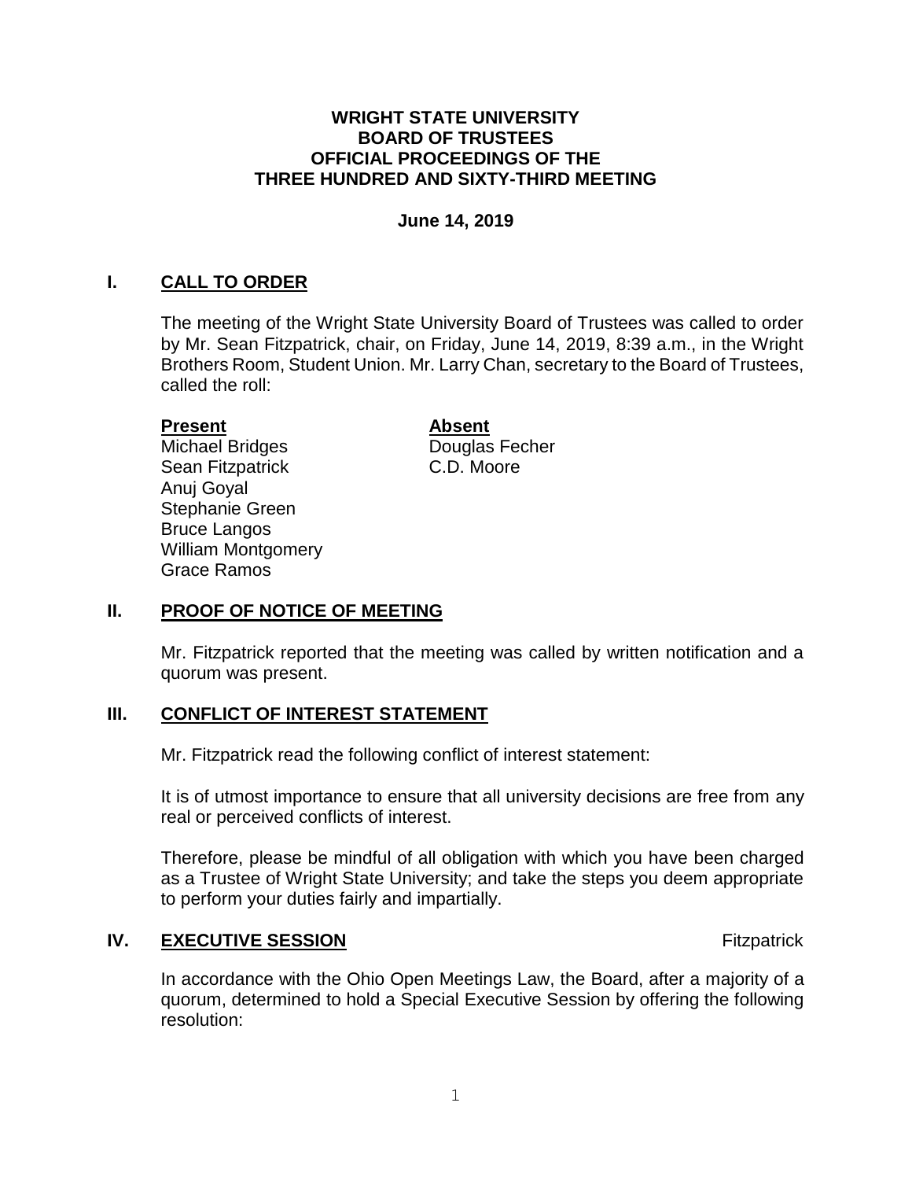# WRIGHT STATE UNIVERSITY
# BOARD OF TRUSTEES
# OFFICIAL PROCEEDINGS OF THE
# THREE HUNDRED AND SIXTY-THIRD MEETING

**June 14, 2019**

## I. CALL TO ORDER

The meeting of the Wright State University Board of Trustees was called to order by Mr. Sean Fitzpatrick, chair, on Friday, June 14, 2019, 8:39 a.m., in the Wright Brothers Room, Student Union. Mr. Larry Chan, secretary to the Board of Trustees, called the roll:

| Present | Absent |
|---|---|
| Michael Bridges | Douglas Fecher |
| Sean Fitzpatrick | C.D. Moore |
| Anuj Goyal | |
| Stephanie Green | |
| Bruce Langos | |
| William Montgomery | |
| Grace Ramos | |

## II. PROOF OF NOTICE OF MEETING

Mr. Fitzpatrick reported that the meeting was called by written notification and a quorum was present.

## III. CONFLICT OF INTEREST STATEMENT

Mr. Fitzpatrick read the following conflict of interest statement:

It is of utmost importance to ensure that all university decisions are free from any real or perceived conflicts of interest.

Therefore, please be mindful of all obligation with which you have been charged as a Trustee of Wright State University; and take the steps you deem appropriate to perform your duties fairly and impartially.

## IV. EXECUTIVE SESSION — Fitzpatrick

In accordance with the Ohio Open Meetings Law, the Board, after a majority of a quorum, determined to hold a Special Executive Session by offering the following resolution: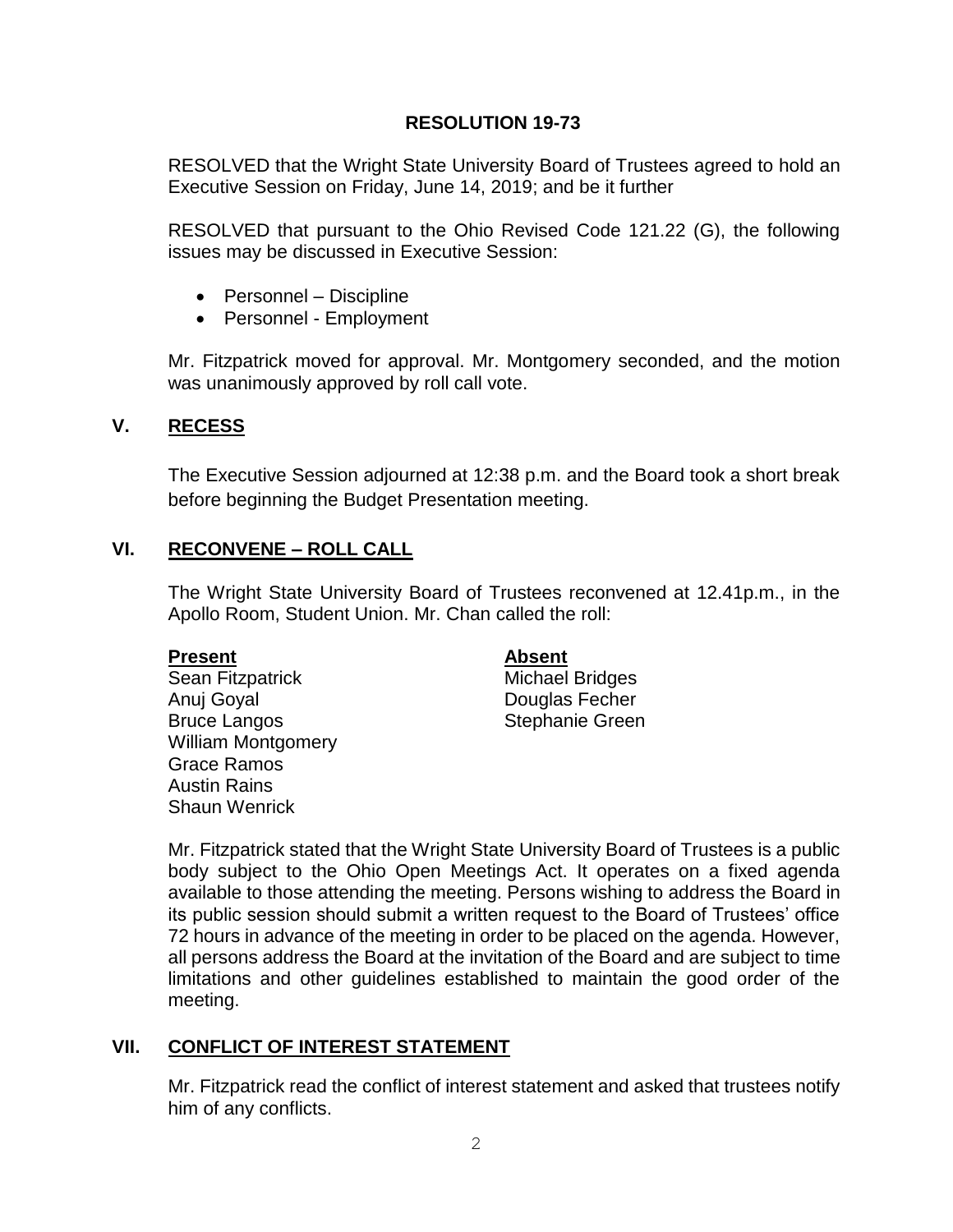**RESOLUTION 19-73**

RESOLVED that the Wright State University Board of Trustees agreed to hold an Executive Session on Friday, June 14, 2019; and be it further

RESOLVED that pursuant to the Ohio Revised Code 121.22 (G), the following issues may be discussed in Executive Session:

- Personnel – Discipline
- Personnel - Employment

Mr. Fitzpatrick moved for approval. Mr. Montgomery seconded, and the motion was unanimously approved by roll call vote.

## V. RECESS

The Executive Session adjourned at 12:38 p.m. and the Board took a short break before beginning the Budget Presentation meeting.

## VI. RECONVENE – ROLL CALL

The Wright State University Board of Trustees reconvened at 12.41p.m., in the Apollo Room, Student Union. Mr. Chan called the roll:

| **Present** | **Absent** |
| --- | --- |
| Sean Fitzpatrick | Michael Bridges |
| Anuj Goyal | Douglas Fecher |
| Bruce Langos | Stephanie Green |
| William Montgomery | |
| Grace Ramos | |
| Austin Rains | |
| Shaun Wenrick | |

Mr. Fitzpatrick stated that the Wright State University Board of Trustees is a public body subject to the Ohio Open Meetings Act. It operates on a fixed agenda available to those attending the meeting. Persons wishing to address the Board in its public session should submit a written request to the Board of Trustees' office 72 hours in advance of the meeting in order to be placed on the agenda. However, all persons address the Board at the invitation of the Board and are subject to time limitations and other guidelines established to maintain the good order of the meeting.

## VII. CONFLICT OF INTEREST STATEMENT

Mr. Fitzpatrick read the conflict of interest statement and asked that trustees notify him of any conflicts.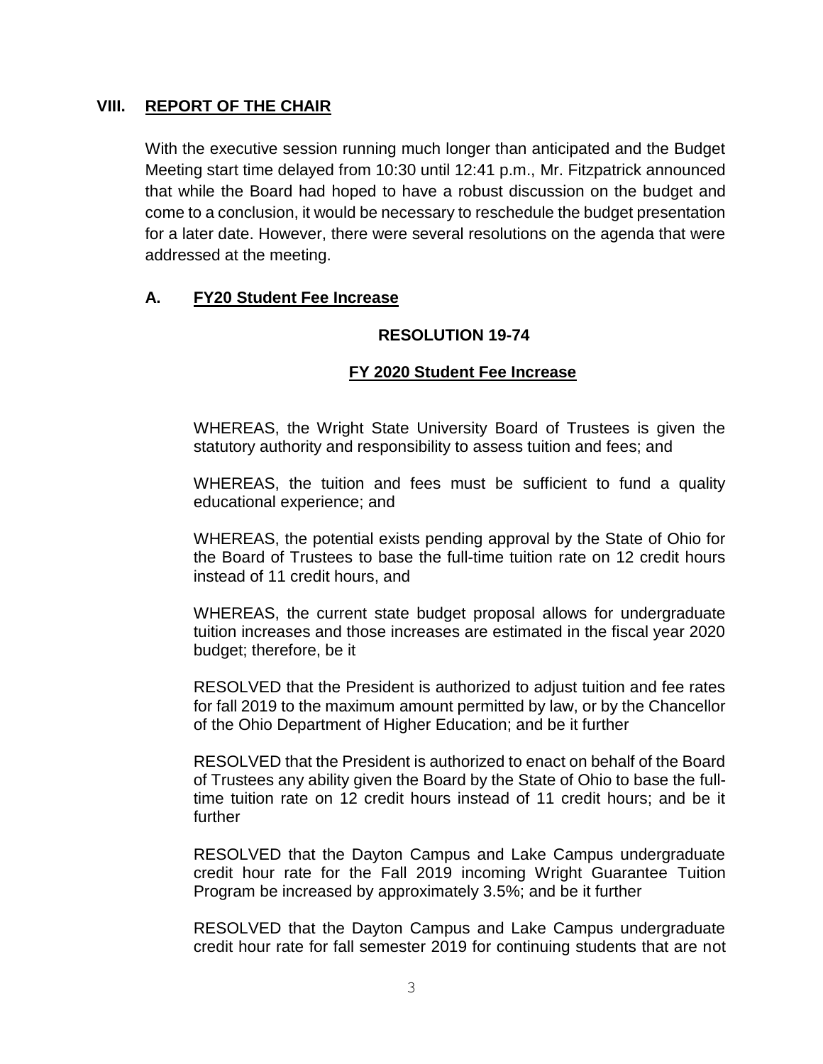## VIII. REPORT OF THE CHAIR

With the executive session running much longer than anticipated and the Budget Meeting start time delayed from 10:30 until 12:41 p.m., Mr. Fitzpatrick announced that while the Board had hoped to have a robust discussion on the budget and come to a conclusion, it would be necessary to reschedule the budget presentation for a later date. However, there were several resolutions on the agenda that were addressed at the meeting.

### A. FY20 Student Fee Increase

**RESOLUTION 19-74**

**FY 2020 Student Fee Increase**

WHEREAS, the Wright State University Board of Trustees is given the statutory authority and responsibility to assess tuition and fees; and

WHEREAS, the tuition and fees must be sufficient to fund a quality educational experience; and

WHEREAS, the potential exists pending approval by the State of Ohio for the Board of Trustees to base the full-time tuition rate on 12 credit hours instead of 11 credit hours, and

WHEREAS, the current state budget proposal allows for undergraduate tuition increases and those increases are estimated in the fiscal year 2020 budget; therefore, be it

RESOLVED that the President is authorized to adjust tuition and fee rates for fall 2019 to the maximum amount permitted by law, or by the Chancellor of the Ohio Department of Higher Education; and be it further

RESOLVED that the President is authorized to enact on behalf of the Board of Trustees any ability given the Board by the State of Ohio to base the full-time tuition rate on 12 credit hours instead of 11 credit hours; and be it further

RESOLVED that the Dayton Campus and Lake Campus undergraduate credit hour rate for the Fall 2019 incoming Wright Guarantee Tuition Program be increased by approximately 3.5%; and be it further

RESOLVED that the Dayton Campus and Lake Campus undergraduate credit hour rate for fall semester 2019 for continuing students that are not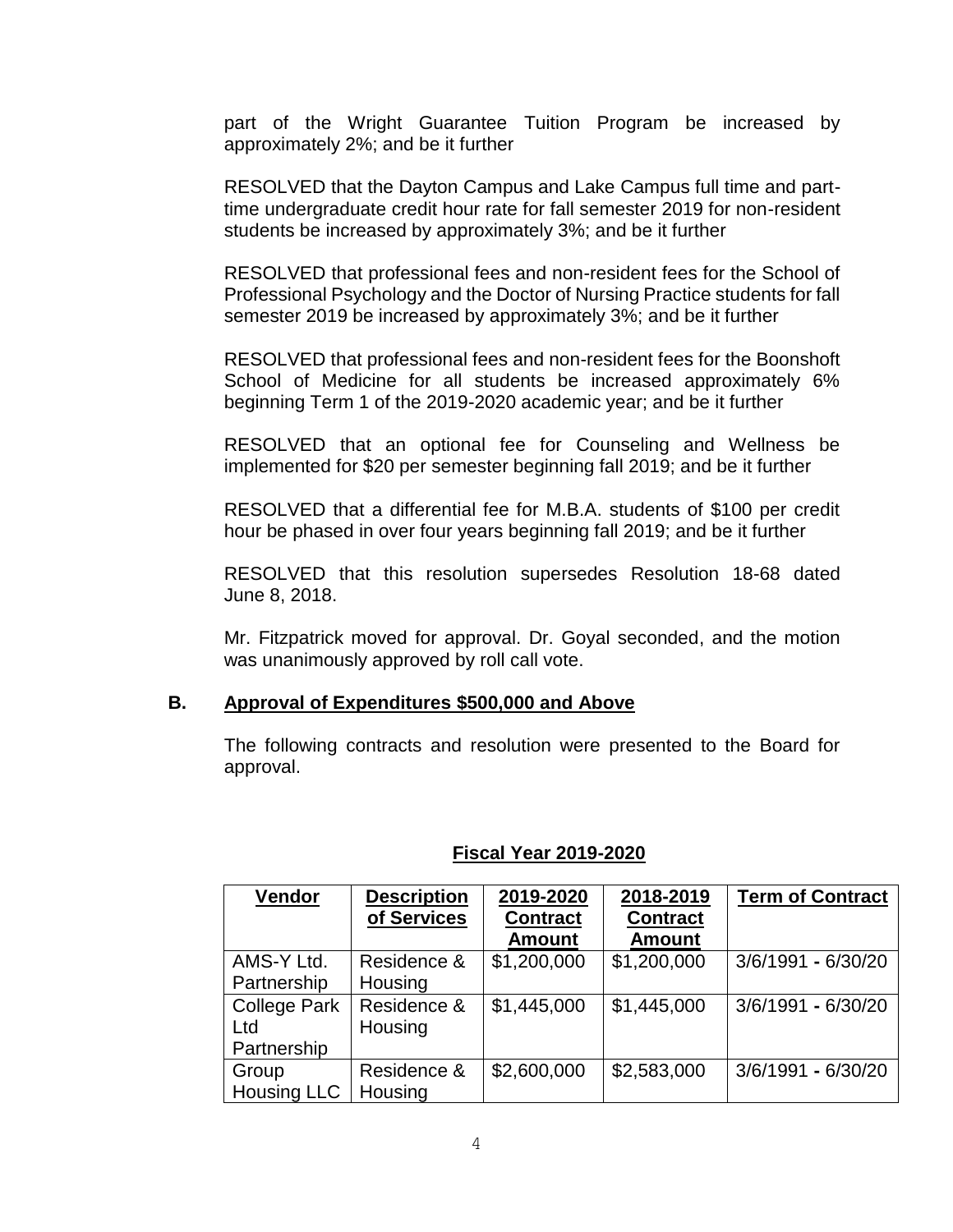part of the Wright Guarantee Tuition Program be increased by approximately 2%; and be it further

RESOLVED that the Dayton Campus and Lake Campus full time and part-time undergraduate credit hour rate for fall semester 2019 for non-resident students be increased by approximately 3%; and be it further

RESOLVED that professional fees and non-resident fees for the School of Professional Psychology and the Doctor of Nursing Practice students for fall semester 2019 be increased by approximately 3%; and be it further

RESOLVED that professional fees and non-resident fees for the Boonshoft School of Medicine for all students be increased approximately 6% beginning Term 1 of the 2019-2020 academic year; and be it further

RESOLVED that an optional fee for Counseling and Wellness be implemented for $20 per semester beginning fall 2019; and be it further

RESOLVED that a differential fee for M.B.A. students of $100 per credit hour be phased in over four years beginning fall 2019; and be it further

RESOLVED that this resolution supersedes Resolution 18-68 dated June 8, 2018.

Mr. Fitzpatrick moved for approval. Dr. Goyal seconded, and the motion was unanimously approved by roll call vote.

## B. Approval of Expenditures $500,000 and Above

The following contracts and resolution were presented to the Board for approval.

**Fiscal Year 2019-2020**

| Vendor | Description of Services | 2019-2020 Contract Amount | 2018-2019 Contract Amount | Term of Contract |
|---|---|---|---|---|
| AMS-Y Ltd. Partnership | Residence & Housing | $1,200,000 | $1,200,000 | 3/6/1991 - 6/30/20 |
| College Park Ltd Partnership | Residence & Housing | $1,445,000 | $1,445,000 | 3/6/1991 - 6/30/20 |
| Group Housing LLC | Residence & Housing | $2,600,000 | $2,583,000 | 3/6/1991 - 6/30/20 |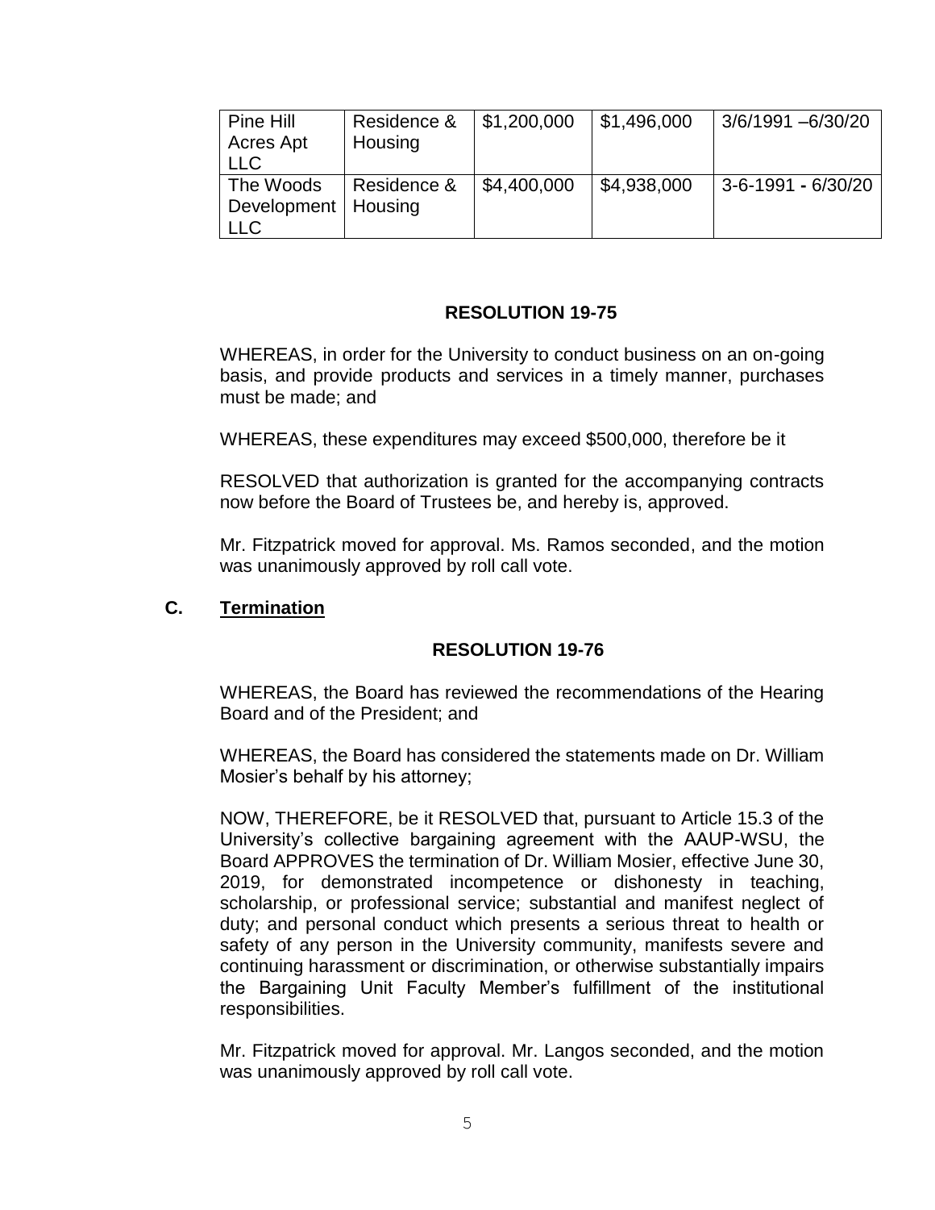| | | | | |
|---|---|---|---|---|
| Pine Hill Acres Apt LLC | Residence & Housing | $1,200,000 | $1,496,000 | 3/6/1991 –6/30/20 |
| The Woods Development LLC | Residence & Housing | $4,400,000 | $4,938,000 | 3-6-1991 **-** 6/30/20 |

**RESOLUTION 19-75**

WHEREAS, in order for the University to conduct business on an on-going basis, and provide products and services in a timely manner, purchases must be made; and

WHEREAS, these expenditures may exceed $500,000, therefore be it

RESOLVED that authorization is granted for the accompanying contracts now before the Board of Trustees be, and hereby is, approved.

Mr. Fitzpatrick moved for approval. Ms. Ramos seconded, and the motion was unanimously approved by roll call vote.

## C. Termination

**RESOLUTION 19-76**

WHEREAS, the Board has reviewed the recommendations of the Hearing Board and of the President; and

WHEREAS, the Board has considered the statements made on Dr. William Mosier's behalf by his attorney;

NOW, THEREFORE, be it RESOLVED that, pursuant to Article 15.3 of the University's collective bargaining agreement with the AAUP-WSU, the Board APPROVES the termination of Dr. William Mosier, effective June 30, 2019, for demonstrated incompetence or dishonesty in teaching, scholarship, or professional service; substantial and manifest neglect of duty; and personal conduct which presents a serious threat to health or safety of any person in the University community, manifests severe and continuing harassment or discrimination, or otherwise substantially impairs the Bargaining Unit Faculty Member's fulfillment of the institutional responsibilities.

Mr. Fitzpatrick moved for approval. Mr. Langos seconded, and the motion was unanimously approved by roll call vote.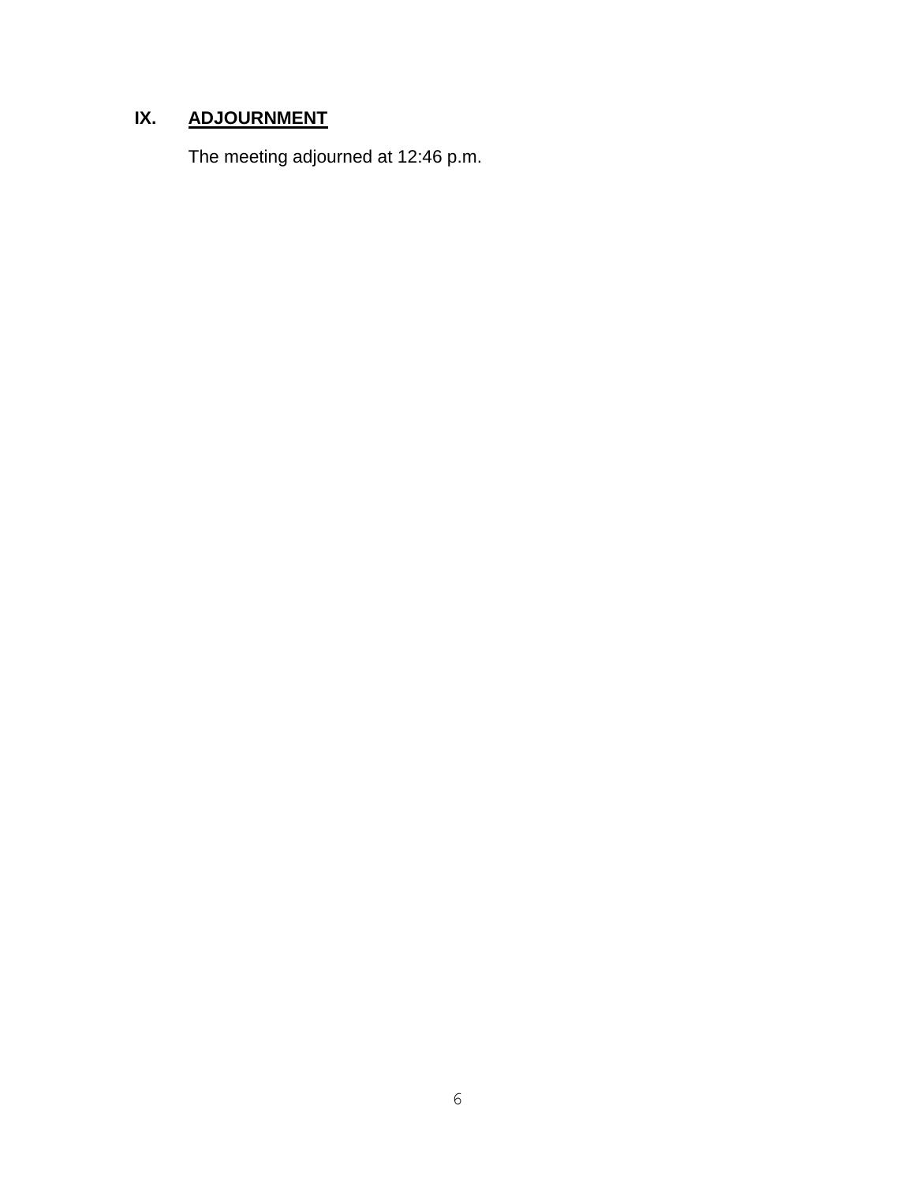## IX. ADJOURNMENT

The meeting adjourned at 12:46 p.m.